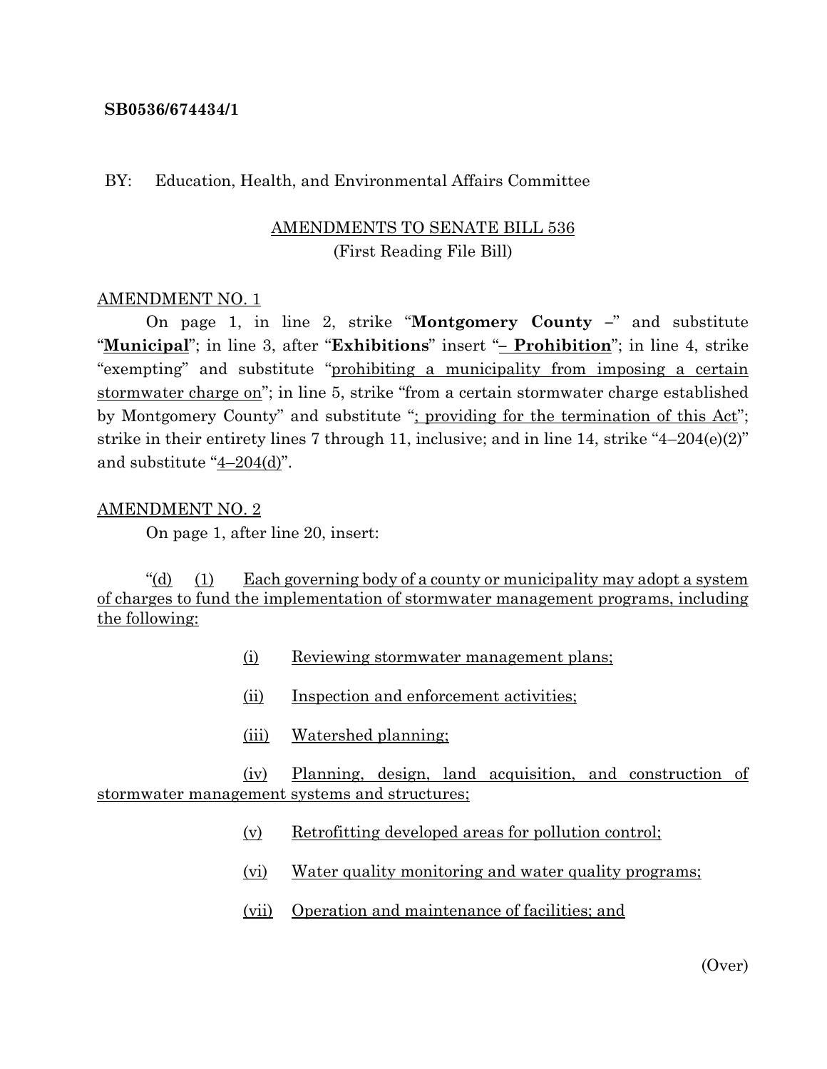**SB0536/674434/1**

BY: Education, Health, and Environmental Affairs Committee

AMENDMENTS TO SENATE BILL 536
(First Reading File Bill)

AMENDMENT NO. 1

On page 1, in line 2, strike "**Montgomery County –**" and substitute "**Municipal**"; in line 3, after "**Exhibitions**" insert "**– Prohibition**"; in line 4, strike "exempting" and substitute "prohibiting a municipality from imposing a certain stormwater charge on"; in line 5, strike "from a certain stormwater charge established by Montgomery County" and substitute "; providing for the termination of this Act"; strike in their entirety lines 7 through 11, inclusive; and in line 14, strike "4–204(e)(2)" and substitute "4–204(d)".

AMENDMENT NO. 2

On page 1, after line 20, insert:

"(d) (1) Each governing body of a county or municipality may adopt a system of charges to fund the implementation of stormwater management programs, including the following:

(i) Reviewing stormwater management plans;

(ii) Inspection and enforcement activities;

(iii) Watershed planning;

(iv) Planning, design, land acquisition, and construction of stormwater management systems and structures;

(v) Retrofitting developed areas for pollution control;

(vi) Water quality monitoring and water quality programs;

(vii) Operation and maintenance of facilities; and

(Over)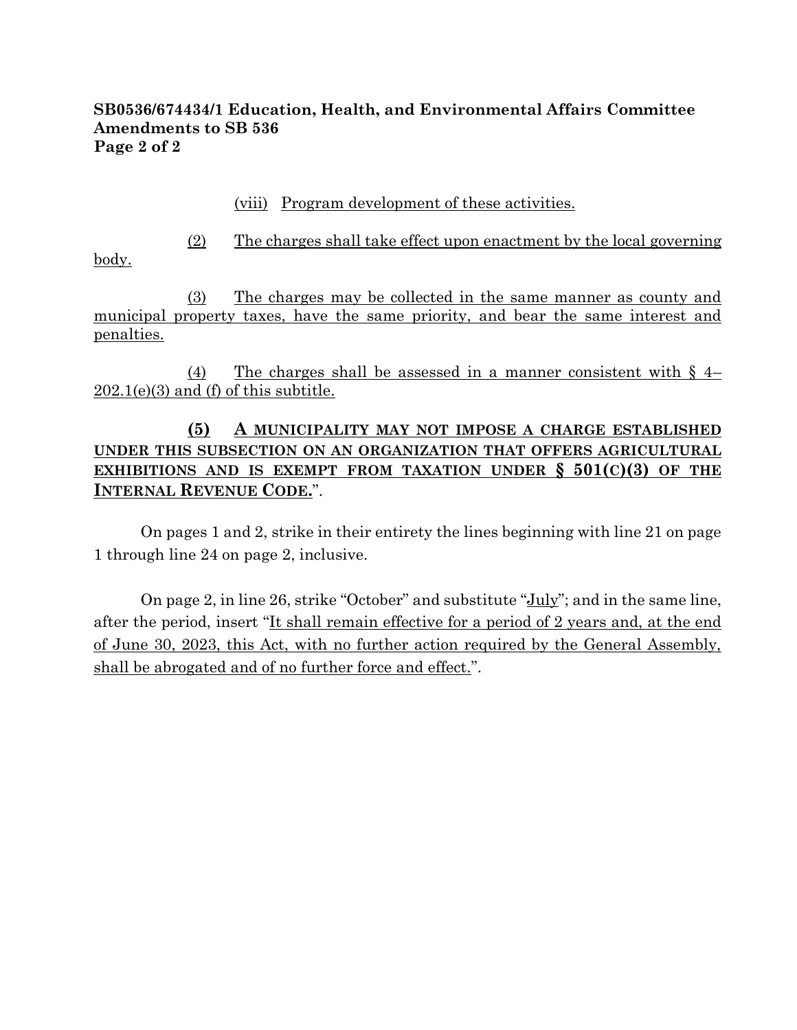**SB0536/674434/1 Education, Health, and Environmental Affairs Committee Amendments to SB 536**

(viii) Program development of these activities.

(2) The charges shall take effect upon enactment by the local governing body.

(3) The charges may be collected in the same manner as county and municipal property taxes, have the same priority, and bear the same interest and penalties.

(4) The charges shall be assessed in a manner consistent with § 4–202.1(e)(3) and (f) of this subtitle.

**(5) A MUNICIPALITY MAY NOT IMPOSE A CHARGE ESTABLISHED UNDER THIS SUBSECTION ON AN ORGANIZATION THAT OFFERS AGRICULTURAL EXHIBITIONS AND IS EXEMPT FROM TAXATION UNDER § 501(C)(3) OF THE INTERNAL REVENUE CODE.**".

On pages 1 and 2, strike in their entirety the lines beginning with line 21 on page 1 through line 24 on page 2, inclusive.

On page 2, in line 26, strike "October" and substitute "July"; and in the same line, after the period, insert "It shall remain effective for a period of 2 years and, at the end of June 30, 2023, this Act, with no further action required by the General Assembly, shall be abrogated and of no further force and effect.".